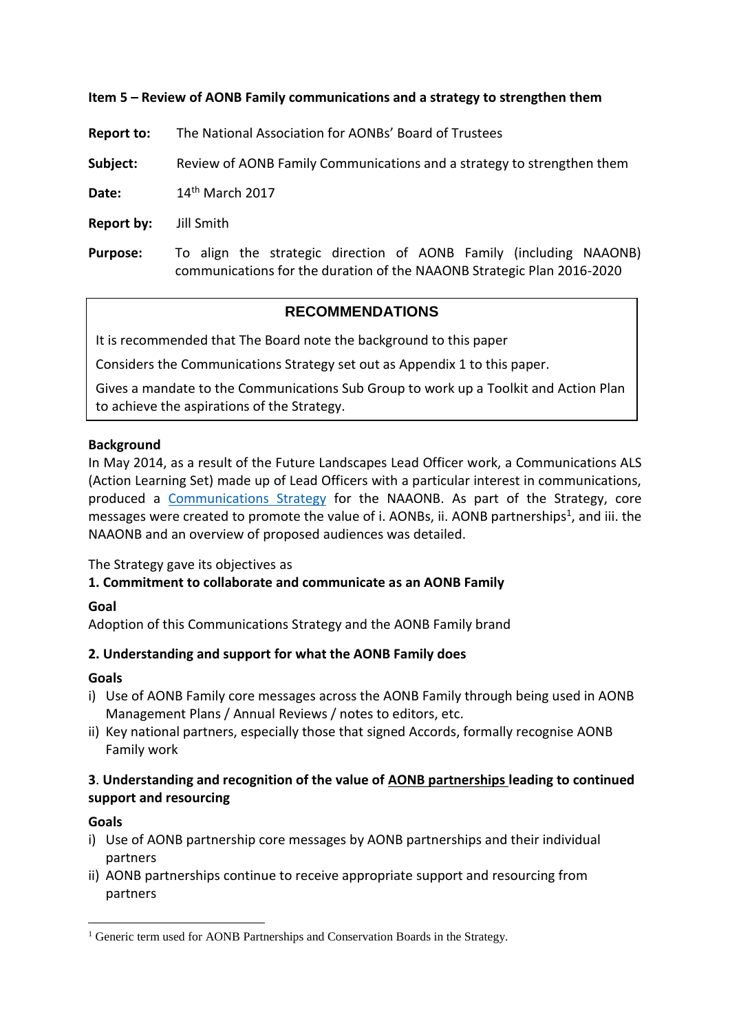**Item 5 – Review of AONB Family communications and a strategy to strengthen them**

**Report to:** The National Association for AONBs' Board of Trustees

**Subject:** Review of AONB Family Communications and a strategy to strengthen them

**Date:** 14th March 2017

**Report by:** Jill Smith

**Purpose:** To align the strategic direction of AONB Family (including NAAONB) communications for the duration of the NAAONB Strategic Plan 2016-2020

## RECOMMENDATIONS

It is recommended that The Board note the background to this paper

Considers the Communications Strategy set out as Appendix 1 to this paper.

Gives a mandate to the Communications Sub Group to work up a Toolkit and Action Plan to achieve the aspirations of the Strategy.

**Background**

In May 2014, as a result of the Future Landscapes Lead Officer work, a Communications ALS (Action Learning Set) made up of Lead Officers with a particular interest in communications, produced a Communications Strategy for the NAAONB. As part of the Strategy, core messages were created to promote the value of i. AONBs, ii. AONB partnerships[1], and iii. the NAAONB and an overview of proposed audiences was detailed.

The Strategy gave its objectives as

**1. Commitment to collaborate and communicate as an AONB Family**

**Goal**

Adoption of this Communications Strategy and the AONB Family brand

**2. Understanding and support for what the AONB Family does**

**Goals**

i) Use of AONB Family core messages across the AONB Family through being used in AONB Management Plans / Annual Reviews / notes to editors, etc.
ii) Key national partners, especially those that signed Accords, formally recognise AONB Family work

**3. Understanding and recognition of the value of <u>AONB partnerships</u> leading to continued support and resourcing**

**Goals**

i) Use of AONB partnership core messages by AONB partnerships and their individual partners
ii) AONB partnerships continue to receive appropriate support and resourcing from partners

[1] Generic term used for AONB Partnerships and Conservation Boards in the Strategy.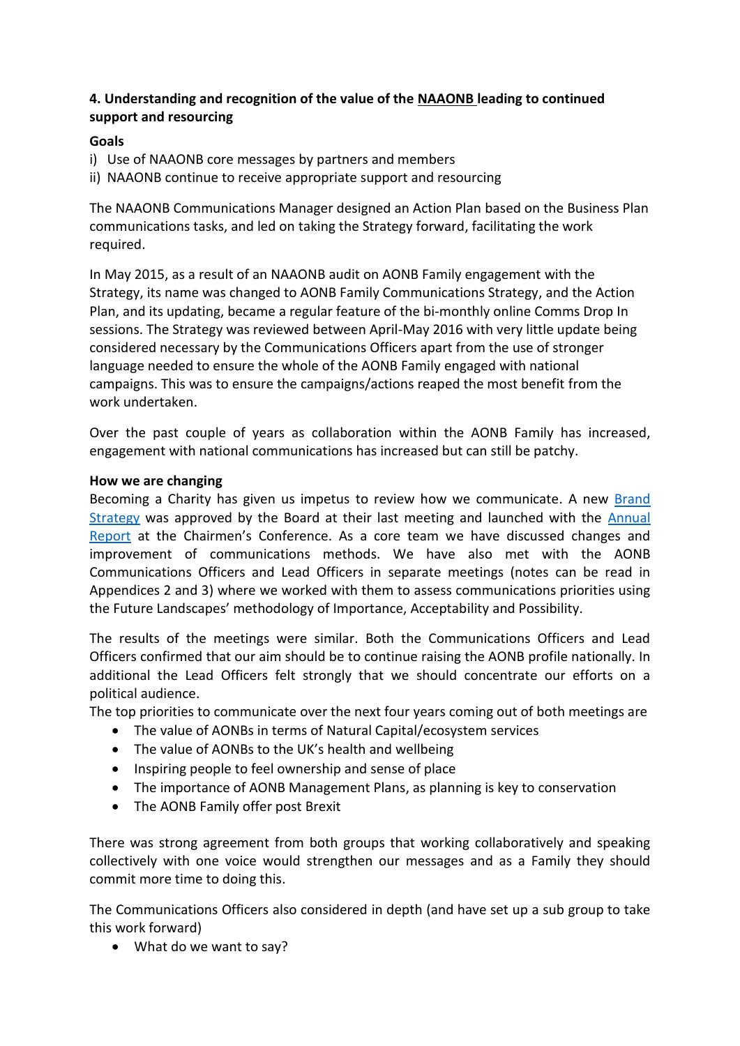**4. Understanding and recognition of the value of the NAAONB leading to continued support and resourcing**

**Goals**

i) Use of NAAONB core messages by partners and members

ii) NAAONB continue to receive appropriate support and resourcing

The NAAONB Communications Manager designed an Action Plan based on the Business Plan communications tasks, and led on taking the Strategy forward, facilitating the work required.

In May 2015, as a result of an NAAONB audit on AONB Family engagement with the Strategy, its name was changed to AONB Family Communications Strategy, and the Action Plan, and its updating, became a regular feature of the bi-monthly online Comms Drop In sessions. The Strategy was reviewed between April-May 2016 with very little update being considered necessary by the Communications Officers apart from the use of stronger language needed to ensure the whole of the AONB Family engaged with national campaigns. This was to ensure the campaigns/actions reaped the most benefit from the work undertaken.

Over the past couple of years as collaboration within the AONB Family has increased, engagement with national communications has increased but can still be patchy.

**How we are changing**

Becoming a Charity has given us impetus to review how we communicate. A new Brand Strategy was approved by the Board at their last meeting and launched with the Annual Report at the Chairmen's Conference. As a core team we have discussed changes and improvement of communications methods. We have also met with the AONB Communications Officers and Lead Officers in separate meetings (notes can be read in Appendices 2 and 3) where we worked with them to assess communications priorities using the Future Landscapes' methodology of Importance, Acceptability and Possibility.

The results of the meetings were similar. Both the Communications Officers and Lead Officers confirmed that our aim should be to continue raising the AONB profile nationally. In additional the Lead Officers felt strongly that we should concentrate our efforts on a political audience.

The top priorities to communicate over the next four years coming out of both meetings are

- The value of AONBs in terms of Natural Capital/ecosystem services
- The value of AONBs to the UK's health and wellbeing
- Inspiring people to feel ownership and sense of place
- The importance of AONB Management Plans, as planning is key to conservation
- The AONB Family offer post Brexit

There was strong agreement from both groups that working collaboratively and speaking collectively with one voice would strengthen our messages and as a Family they should commit more time to doing this.

The Communications Officers also considered in depth (and have set up a sub group to take this work forward)

- What do we want to say?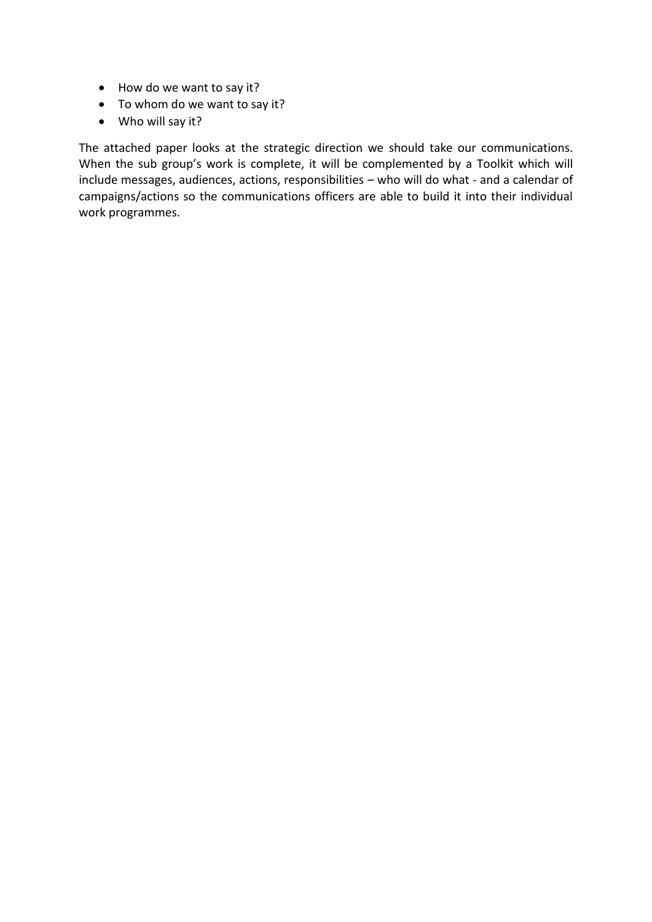- How do we want to say it?
- To whom do we want to say it?
- Who will say it?

The attached paper looks at the strategic direction we should take our communications. When the sub group's work is complete, it will be complemented by a Toolkit which will include messages, audiences, actions, responsibilities – who will do what - and a calendar of campaigns/actions so the communications officers are able to build it into their individual work programmes.